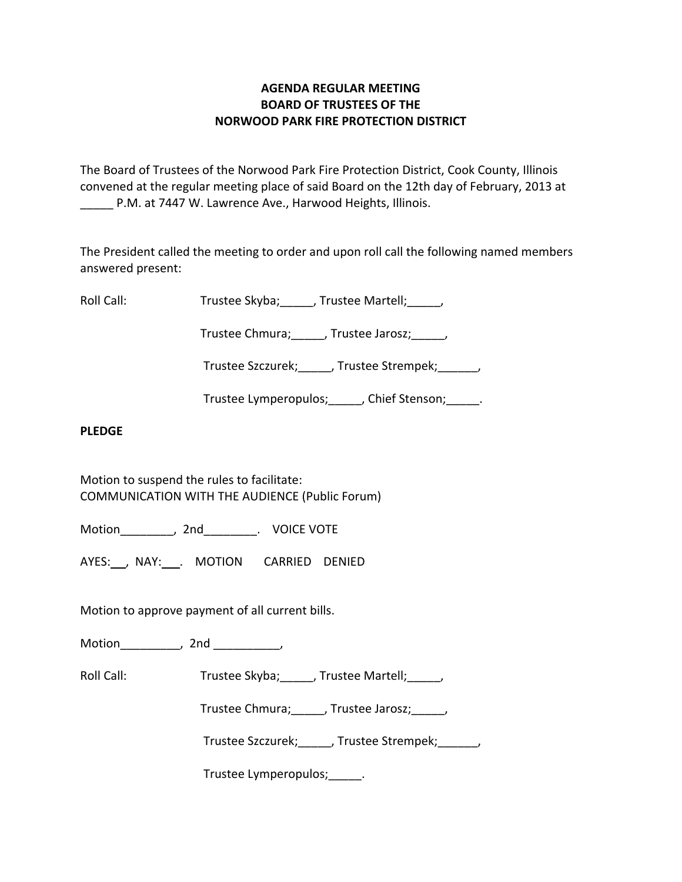**AGENDA REGULAR MEETING**
**BOARD OF TRUSTEES OF THE**
**NORWOOD PARK FIRE PROTECTION DISTRICT**

The Board of Trustees of the Norwood Park Fire Protection District, Cook County, Illinois convened at the regular meeting place of said Board on the 12th day of February, 2013 at _____ P.M. at 7447 W. Lawrence Ave., Harwood Heights, Illinois.

The President called the meeting to order and upon roll call the following named members answered present:

Roll Call: Trustee Skyba;_____, Trustee Martell;_____,

Trustee Chmura;_____, Trustee Jarosz;_____,

Trustee Szczurek;_____, Trustee Strempek;______,

Trustee Lymperopulos;_____, Chief Stenson;_____.

**PLEDGE**

Motion to suspend the rules to facilitate:
COMMUNICATION WITH THE AUDIENCE (Public Forum)

Motion________, 2nd________. VOICE VOTE

AYES:___, NAY:___. MOTION CARRIED DENIED

Motion to approve payment of all current bills.

Motion_________, 2nd __________,

Roll Call: Trustee Skyba;_____, Trustee Martell;_____,

Trustee Chmura;_____, Trustee Jarosz;_____,

Trustee Szczurek;_____, Trustee Strempek;______,

Trustee Lymperopulos;_____.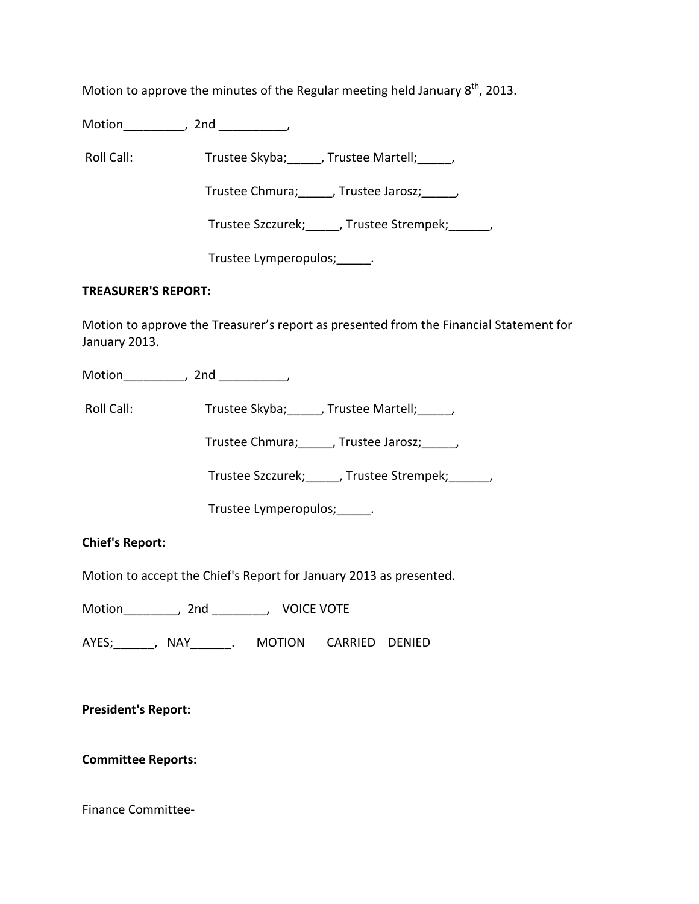Motion to approve the minutes of the Regular meeting held January 8$^{th}$, 2013.

Motion_________, 2nd __________,

Roll Call: Trustee Skyba;_____, Trustee Martell;_____,

Trustee Chmura;_____, Trustee Jarosz;_____,

Trustee Szczurek;_____, Trustee Strempek;______,

Trustee Lymperopulos;_____.

**TREASURER'S REPORT:**

Motion to approve the Treasurer's report as presented from the Financial Statement for January 2013.

Motion_________, 2nd __________,

Roll Call: Trustee Skyba;_____, Trustee Martell;_____,

Trustee Chmura;_____, Trustee Jarosz;_____,

Trustee Szczurek;_____, Trustee Strempek;______,

Trustee Lymperopulos;_____.

**Chief's Report:**

Motion to accept the Chief's Report for January 2013 as presented.

Motion________, 2nd ________, VOICE VOTE

AYES;______, NAY______. MOTION CARRIED DENIED

**President's Report:**

**Committee Reports:**

Finance Committee-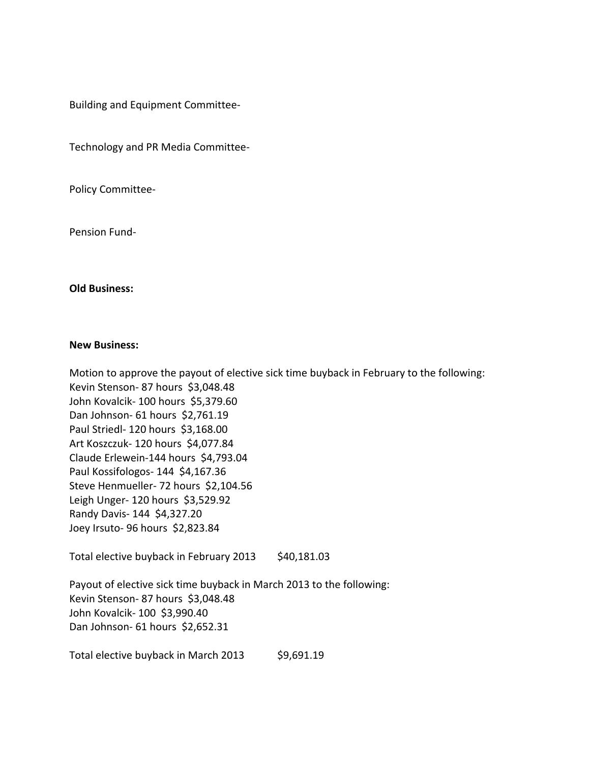Building and Equipment Committee-

Technology and PR Media Committee-

Policy Committee-

Pension Fund-

**Old Business:**

**New Business:**

Motion to approve the payout of elective sick time buyback in February to the following:
Kevin Stenson- 87 hours $3,048.48
John Kovalcik- 100 hours $5,379.60
Dan Johnson- 61 hours $2,761.19
Paul Striedl- 120 hours $3,168.00
Art Koszczuk- 120 hours $4,077.84
Claude Erlewein-144 hours $4,793.04
Paul Kossifologos- 144 $4,167.36
Steve Henmueller- 72 hours $2,104.56
Leigh Unger- 120 hours $3,529.92
Randy Davis- 144 $4,327.20
Joey Irsuto- 96 hours $2,823.84

Total elective buyback in February 2013 $40,181.03

Payout of elective sick time buyback in March 2013 to the following:
Kevin Stenson- 87 hours $3,048.48
John Kovalcik- 100 $3,990.40
Dan Johnson- 61 hours $2,652.31

Total elective buyback in March 2013 $9,691.19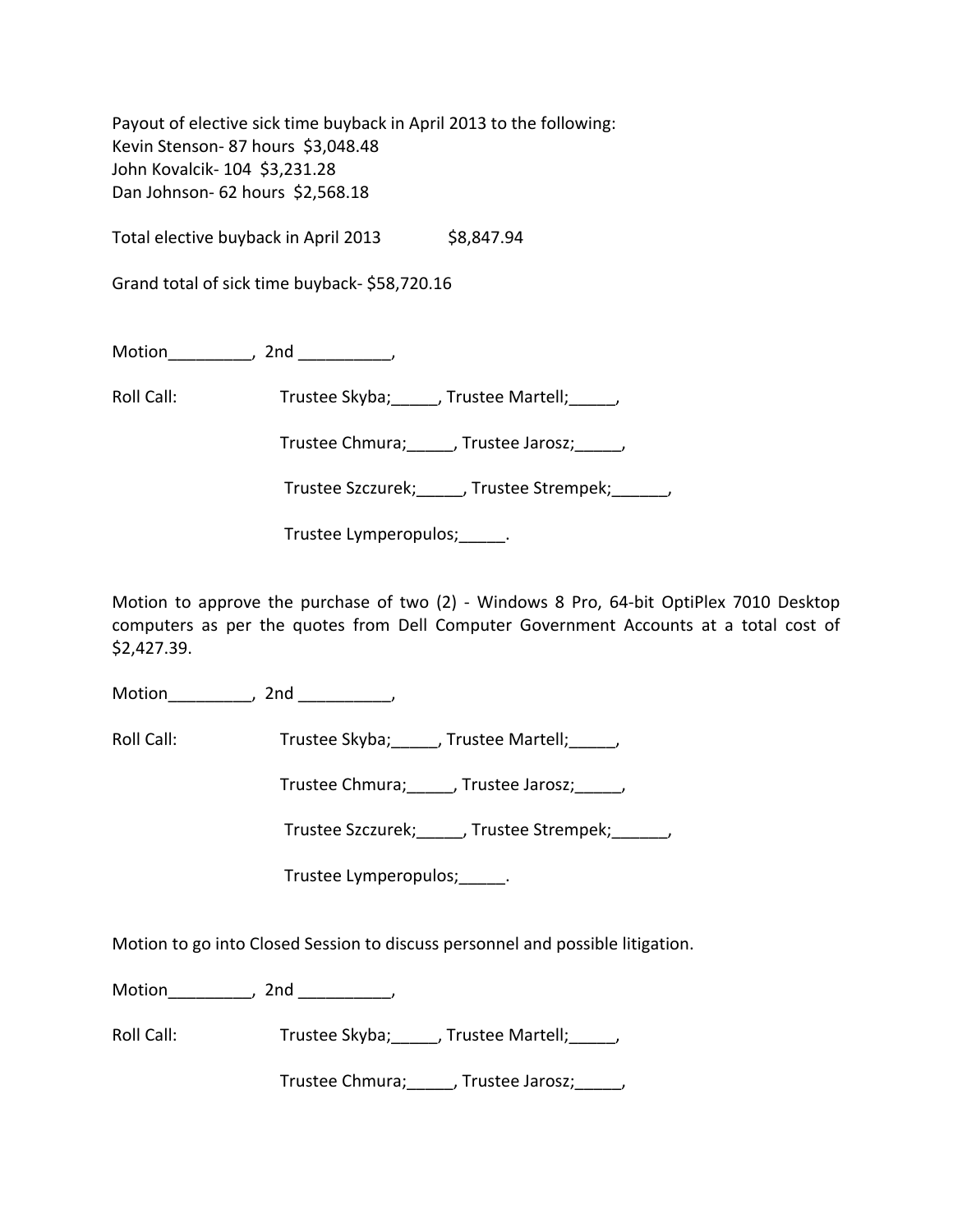Payout of elective sick time buyback in April 2013 to the following:
Kevin Stenson- 87 hours  $3,048.48
John Kovalcik- 104  $3,231.28
Dan Johnson- 62 hours  $2,568.18

Total elective buyback in April 2013     $8,847.94

Grand total of sick time buyback- $58,720.16

Motion_________,  2nd __________,

Roll Call:     Trustee Skyba;_____, Trustee Martell;_____,

Trustee Chmura;_____, Trustee Jarosz;_____,

Trustee Szczurek;_____, Trustee Strempek;______,

Trustee Lymperopulos;_____.

Motion to approve the purchase of two (2) - Windows 8 Pro, 64-bit OptiPlex 7010 Desktop computers as per the quotes from Dell Computer Government Accounts at a total cost of $2,427.39.

Motion_________,  2nd __________,

Roll Call:     Trustee Skyba;_____, Trustee Martell;_____,

Trustee Chmura;_____, Trustee Jarosz;_____,

Trustee Szczurek;_____, Trustee Strempek;______,

Trustee Lymperopulos;_____.

Motion to go into Closed Session to discuss personnel and possible litigation.

Motion_________,  2nd __________,

Roll Call:     Trustee Skyba;_____, Trustee Martell;_____,

Trustee Chmura;_____, Trustee Jarosz;_____,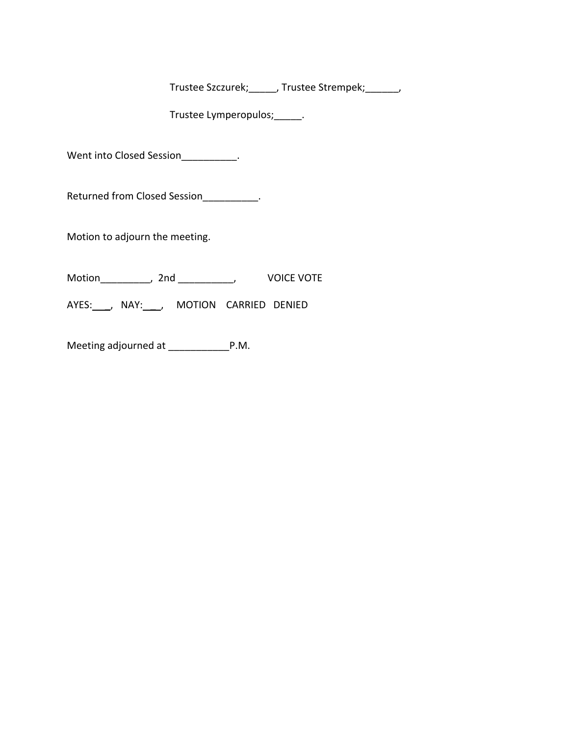Trustee Szczurek;_____, Trustee Strempek;______,

Trustee Lymperopulos;_____.

Went into Closed Session__________.

Returned from Closed Session__________.

Motion to adjourn the meeting.

Motion_________, 2nd __________, VOICE VOTE

AYES:___, NAY:___, MOTION CARRIED DENIED

Meeting adjourned at ___________P.M.